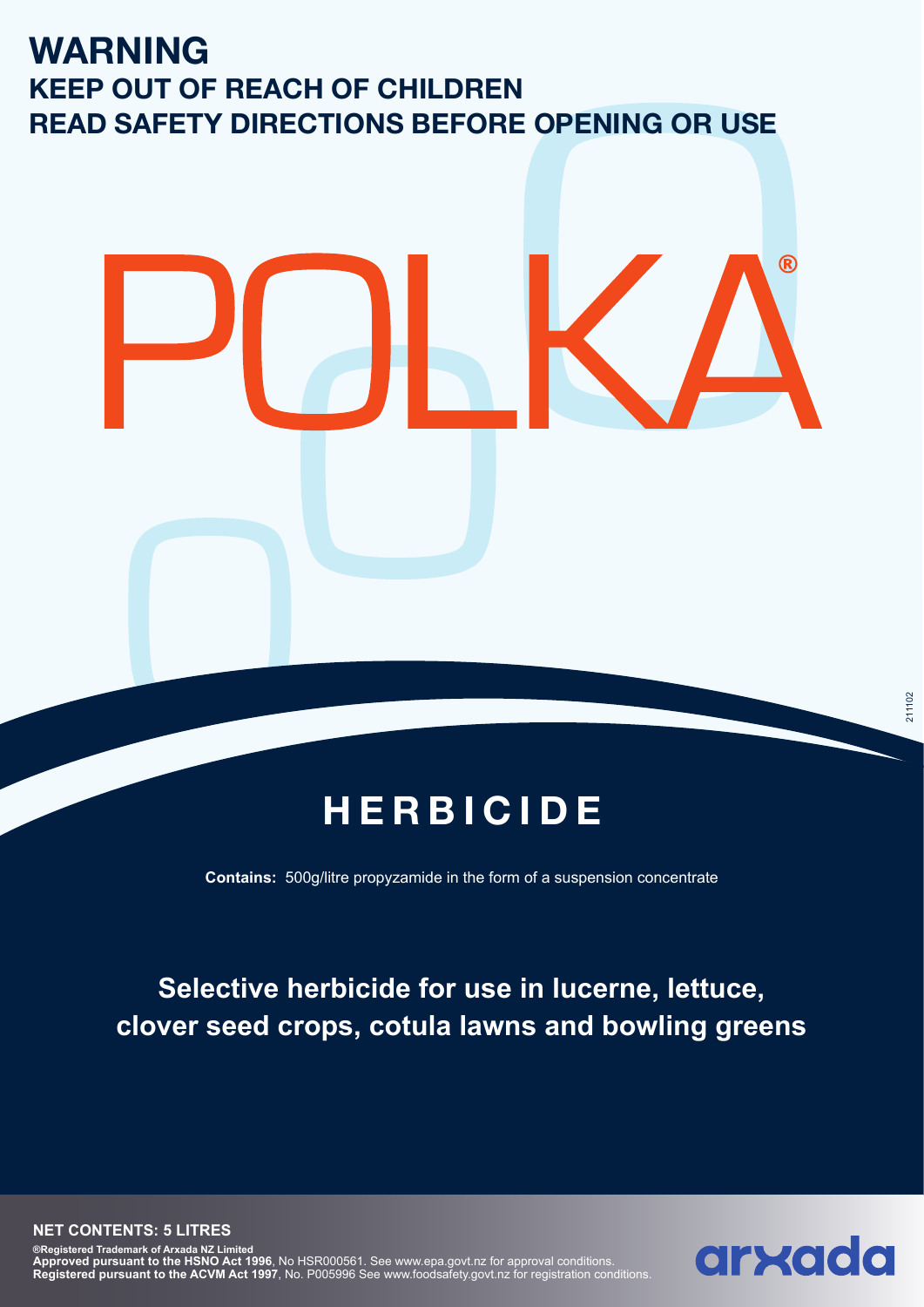# WARNING

## KEEP OUT OF REACH OF CHILDREN
## READ SAFETY DIRECTIONS BEFORE OPENING OR USE

# POLKA®

## HERBICIDE

**Contains:** 500g/litre propyzamide in the form of a suspension concentrate

**Selective herbicide for use in lucerne, lettuce, clover seed crops, cotula lawns and bowling greens**

211102

**NET CONTENTS: 5 LITRES**

**®Registered Trademark of Arxada NZ Limited**
**Approved pursuant to the HSNO Act 1996**, No HSR000561. See www.epa.govt.nz for approval conditions.
**Registered pursuant to the ACVM Act 1997**, No. P005996 See www.foodsafety.govt.nz for registration conditions.

arxada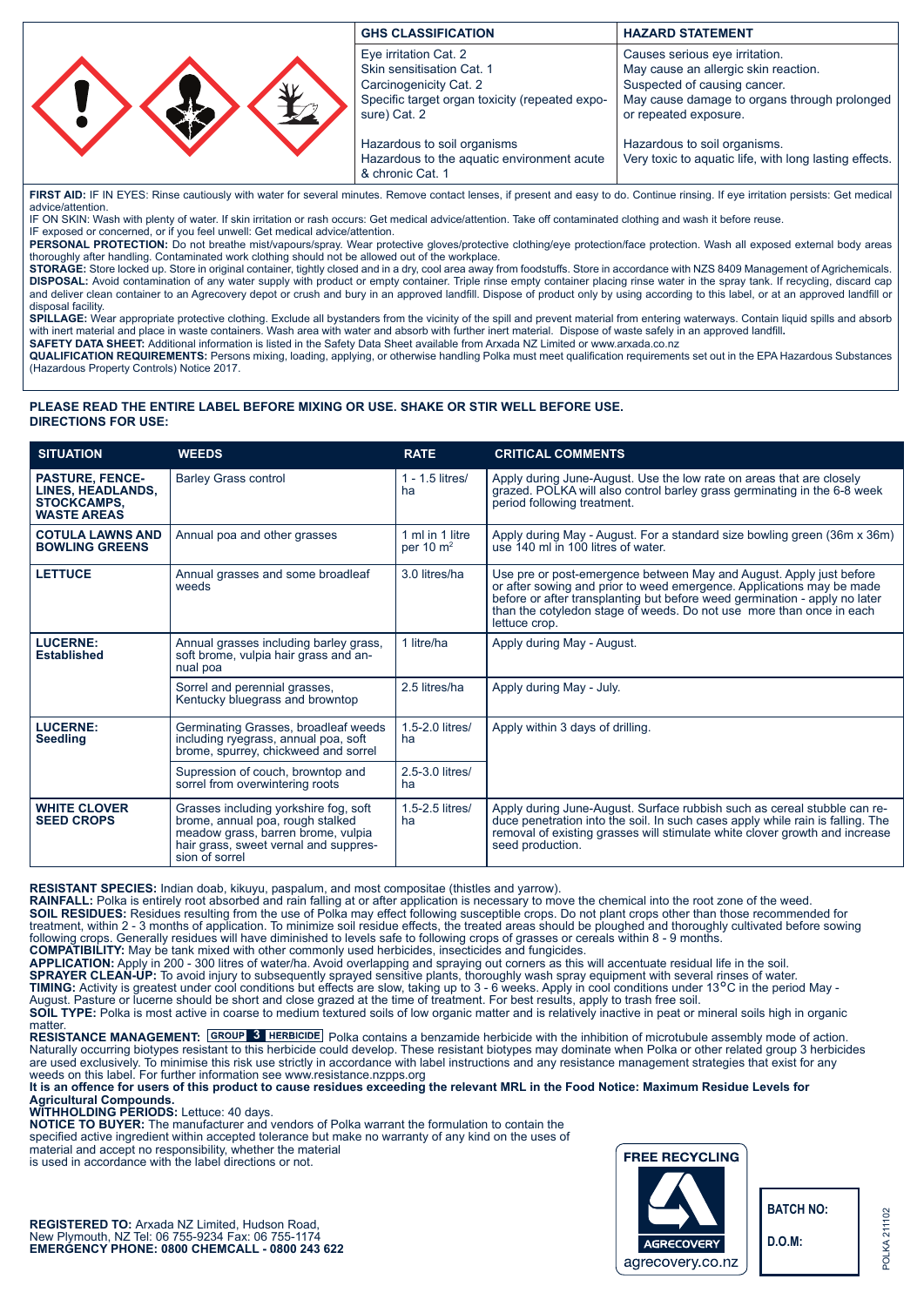| GHS CLASSIFICATION | HAZARD STATEMENT |
|---|---|
| Eye irritation Cat. 2<br>Skin sensitisation Cat. 1<br>Carcinogenicity Cat. 2<br>Specific target organ toxicity (repeated exposure) Cat. 2 | Causes serious eye irritation.<br>May cause an allergic skin reaction.<br>Suspected of causing cancer.<br>May cause damage to organs through prolonged or repeated exposure. |
| Hazardous to soil organisms<br>Hazardous to the aquatic environment acute & chronic Cat. 1 | Hazardous to soil organisms.<br>Very toxic to aquatic life, with long lasting effects. |

**FIRST AID:** IF IN EYES: Rinse cautiously with water for several minutes. Remove contact lenses, if present and easy to do. Continue rinsing. If eye irritation persists: Get medical advice/attention.
IF ON SKIN: Wash with plenty of water. If skin irritation or rash occurs: Get medical advice/attention. Take off contaminated clothing and wash it before reuse.
IF exposed or concerned, or if you feel unwell: Get medical advice/attention.
**PERSONAL PROTECTION:** Do not breathe mist/vapours/spray. Wear protective gloves/protective clothing/eye protection/face protection. Wash all exposed external body areas thoroughly after handling. Contaminated work clothing should not be allowed out of the workplace.
**STORAGE:** Store locked up. Store in original container, tightly closed and in a dry, cool area away from foodstuffs. Store in accordance with NZS 8409 Management of Agrichemicals.
**DISPOSAL:** Avoid contamination of any water supply with product or empty container. Triple rinse empty container placing rinse water in the spray tank. If recycling, discard cap and deliver clean container to an Agrecovery depot or crush and bury in an approved landfill. Dispose of product only by using according to this label, or at an approved landfill or disposal facility.
**SPILLAGE:** Wear appropriate protective clothing. Exclude all bystanders from the vicinity of the spill and prevent material from entering waterways. Contain liquid spills and absorb with inert material and place in waste containers. Wash area with water and absorb with further inert material. Dispose of waste safely in an approved landfill.
**SAFETY DATA SHEET:** Additional information is listed in the Safety Data Sheet available from Arxada NZ Limited or www.arxada.co.nz
**QUALIFICATION REQUIREMENTS:** Persons mixing, loading, applying, or otherwise handling Polka must meet qualification requirements set out in the EPA Hazardous Substances (Hazardous Property Controls) Notice 2017.

**PLEASE READ THE ENTIRE LABEL BEFORE MIXING OR USE. SHAKE OR STIR WELL BEFORE USE.**
**DIRECTIONS FOR USE:**

| SITUATION | WEEDS | RATE | CRITICAL COMMENTS |
|---|---|---|---|
| **PASTURE, FENCE-LINES, HEADLANDS, STOCKCAMPS, WASTE AREAS** | Barley Grass control | 1 - 1.5 litres/ha | Apply during June-August. Use the low rate on areas that are closely grazed. POLKA will also control barley grass germinating in the 6-8 week period following treatment. |
| **COTULA LAWNS AND BOWLING GREENS** | Annual poa and other grasses | 1 ml in 1 litre per 10 $m^2$ | Apply during May - August. For a standard size bowling green (36m x 36m) use 140 ml in 100 litres of water. |
| **LETTUCE** | Annual grasses and some broadleaf weeds | 3.0 litres/ha | Use pre or post-emergence between May and August. Apply just before or after sowing and prior to weed emergence. Applications may be made before or after transplanting but before weed germination - apply no later than the cotyledon stage of weeds. Do not use more than once in each lettuce crop. |
| **LUCERNE: Established** | Annual grasses including barley grass, soft brome, vulpia hair grass and annual poa | 1 litre/ha | Apply during May - August. |
| | Sorrel and perennial grasses, Kentucky bluegrass and browntop | 2.5 litres/ha | Apply during May - July. |
| **LUCERNE: Seedling** | Germinating Grasses, broadleaf weeds including ryegrass, annual poa, soft brome, spurrey, chickweed and sorrel | 1.5-2.0 litres/ha | Apply within 3 days of drilling. |
| | Supression of couch, browntop and sorrel from overwintering roots | 2.5-3.0 litres/ha | |
| **WHITE CLOVER SEED CROPS** | Grasses including yorkshire fog, soft brome, annual poa, rough stalked meadow grass, barren brome, vulpia hair grass, sweet vernal and suppression of sorrel | 1.5-2.5 litres/ha | Apply during June-August. Surface rubbish such as cereal stubble can reduce penetration into the soil. In such cases apply while rain is falling. The removal of existing grasses will stimulate white clover growth and increase seed production. |

**RESISTANT SPECIES:** Indian doab, kikuyu, paspalum, and most compositae (thistles and yarrow).
**RAINFALL:** Polka is entirely root absorbed and rain falling at or after application is necessary to move the chemical into the root zone of the weed.
**SOIL RESIDUES:** Residues resulting from the use of Polka may effect following susceptible crops. Do not plant crops other than those recommended for treatment, within 2 - 3 months of application. To minimize soil residue effects, the treated areas should be ploughed and thoroughly cultivated before sowing following crops. Generally residues will have diminished to levels safe to following crops of grasses or cereals within 8 - 9 months.
**COMPATIBILITY:** May be tank mixed with other commonly used herbicides, insecticides and fungicides.
**APPLICATION:** Apply in 200 - 300 litres of water/ha. Avoid overlapping and spraying out corners as this will accentuate residual life in the soil.
**SPRAYER CLEAN-UP:** To avoid injury to subsequently sprayed sensitive plants, thoroughly wash spray equipment with several rinses of water.
**TIMING:** Activity is greatest under cool conditions but effects are slow, taking up to 3 - 6 weeks. Apply in cool conditions under 13°C in the period May - August. Pasture or lucerne should be short and close grazed at the time of treatment. For best results, apply to trash free soil.
**SOIL TYPE:** Polka is most active in coarse to medium textured soils of low organic matter and is relatively inactive in peat or mineral soils high in organic matter.
**RESISTANCE MANAGEMENT:** GROUP 3 HERBICIDE Polka contains a benzamide herbicide with the inhibition of microtubule assembly mode of action. Naturally occurring biotypes resistant to this herbicide could develop. These resistant biotypes may dominate when Polka or other related group 3 herbicides are used exclusively. To minimise this risk use strictly in accordance with label instructions and any resistance management strategies that exist for any weeds on this label. For further information see www.resistance.nzpps.org
**It is an offence for users of this product to cause residues exceeding the relevant MRL in the Food Notice: Maximum Residue Levels for Agricultural Compounds.**
**WITHHOLDING PERIODS:** Lettuce: 40 days.
**NOTICE TO BUYER:** The manufacturer and vendors of Polka warrant the formulation to contain the specified active ingredient within accepted tolerance but make no warranty of any kind on the uses of material and accept no responsibility, whether the material is used in accordance with the label directions or not.

**REGISTERED TO:** Arxada NZ Limited, Hudson Road, New Plymouth, NZ Tel: 06 755-9234 Fax: 06 755-1174
**EMERGENCY PHONE: 0800 CHEMCALL - 0800 243 622**

**FREE RECYCLING**
AGRECOVERY
agrecovery.co.nz

**BATCH NO:**

**D.O.M:**

POLKA 211102